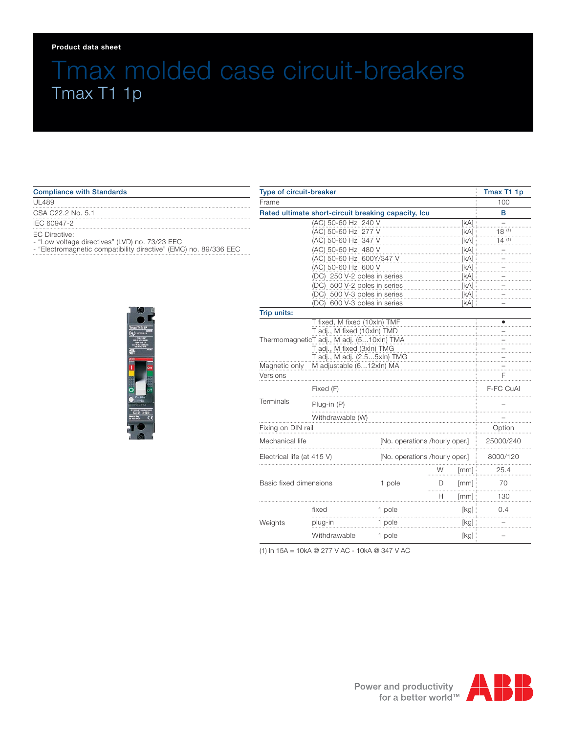Product data sheet

# Tmax molded case circuit-breakers

## Tmax T1 1p

| Compliance with Standards |
|---|
| UL489 |
| CSA C22.2 No. 5.1 |
| IEC 60947-2 |
| EC Directive:<br>- “Low voltage directives” (LVD) no. 73/23 EEC<br>- “Electromagnetic compatibility directive” (EMC) no. 89/336 EEC |

| Type of circuit-breaker | | | | | Tmax T1 1p |
|---|---|---|---|---|---|
| Frame | | | | | 100 |
| Rated ultimate short-circuit breaking capacity, Icu | | | | | B |
| | (AC) 50-60 Hz 240 V | | | [kA] | – |
| | (AC) 50-60 Hz 277 V | | | [kA] | 18 (1) |
| | (AC) 50-60 Hz 347 V | | | [kA] | 14 (1) |
| | (AC) 50-60 Hz 480 V | | | [kA] | – |
| | (AC) 50-60 Hz 600Y/347 V | | | [kA] | – |
| | (AC) 50-60 Hz 600 V | | | [kA] | – |
| | (DC) 250 V-2 poles in series | | | [kA] | – |
| | (DC) 500 V-2 poles in series | | | [kA] | – |
| | (DC) 500 V-3 poles in series | | | [kA] | – |
| | (DC) 600 V-3 poles in series | | | [kA] | – |
| Trip units: | | | | | |
| Thermomagnetic | T fixed, M fixed (10xIn) TMF | | | | • |
| | T adj., M fixed (10xIn) TMD | | | | – |
| | T adj., M adj. (5...10xIn) TMA | | | | – |
| | T adj., M fixed (3xIn) TMG | | | | – |
| | T adj., M adj. (2.5...5xIn) TMG | | | | – |
| Magnetic only | M adjustable (6...12xIn) MA | | | | – |
| Versions | | | | | F |
| Terminals | Fixed (F) | | | | F-FC CuAl |
| | Plug-in (P) | | | | – |
| | Withdrawable (W) | | | | – |
| Fixing on DIN rail | | | | | Option |
| Mechanical life | | [No. operations /hourly oper.] | | | 25000/240 |
| Electrical life (at 415 V) | | [No. operations /hourly oper.] | | | 8000/120 |
| Basic fixed dimensions | | 1 pole | W | [mm] | 25.4 |
| | | | D | [mm] | 70 |
| | | | H | [mm] | 130 |
| Weights | fixed | 1 pole | | [kg] | 0.4 |
| | plug-in | 1 pole | | [kg] | – |
| | Withdrawable | 1 pole | | [kg] | – |

(1) In 15A = 10kA @ 277 V AC - 10kA @ 347 V AC

Power and productivity for a better world™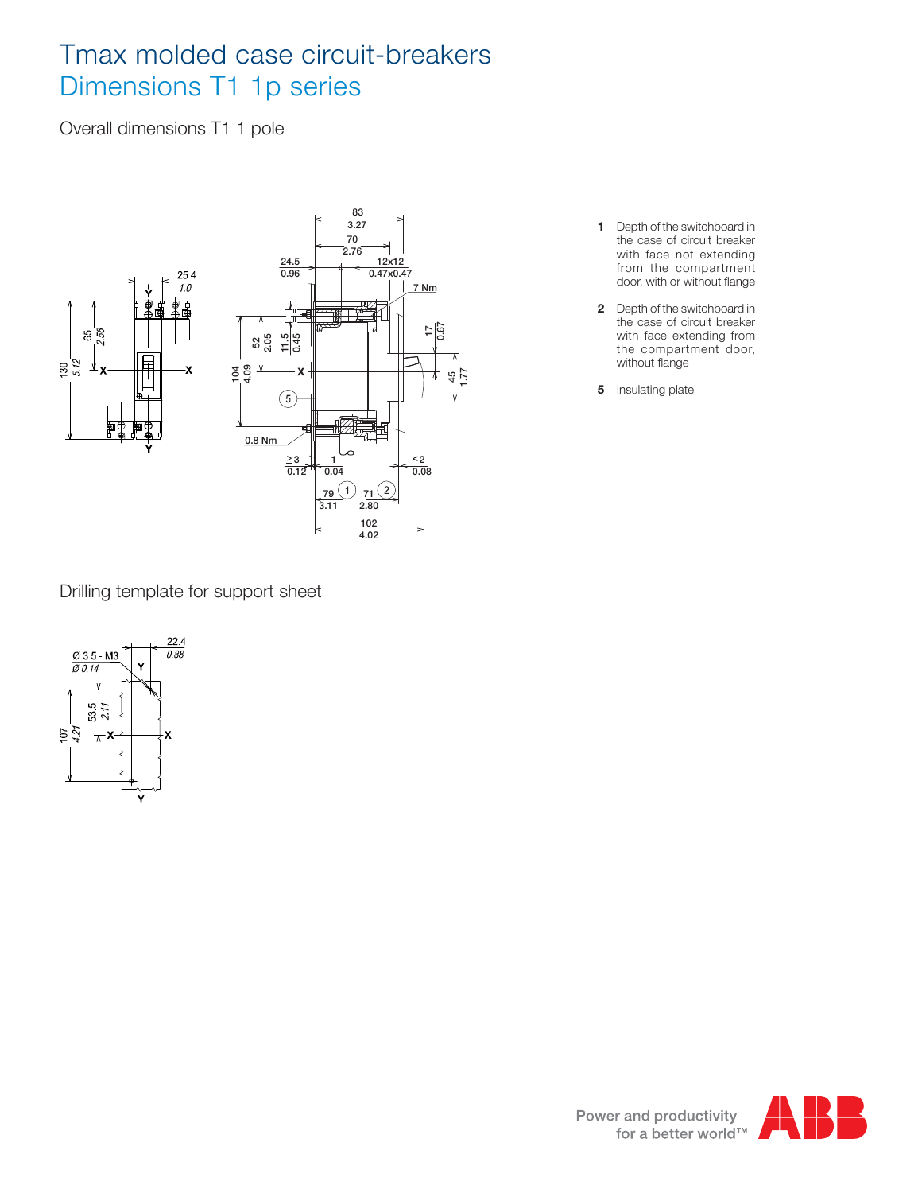# Tmax molded case circuit-breakers
## Dimensions T1 1p series

Overall dimensions T1 1 pole

**1** Depth of the switchboard in the case of circuit breaker with face not extending from the compartment door, with or without flange

**2** Depth of the switchboard in the case of circuit breaker with face extending from the compartment door, without flange

**5** Insulating plate

Drilling template for support sheet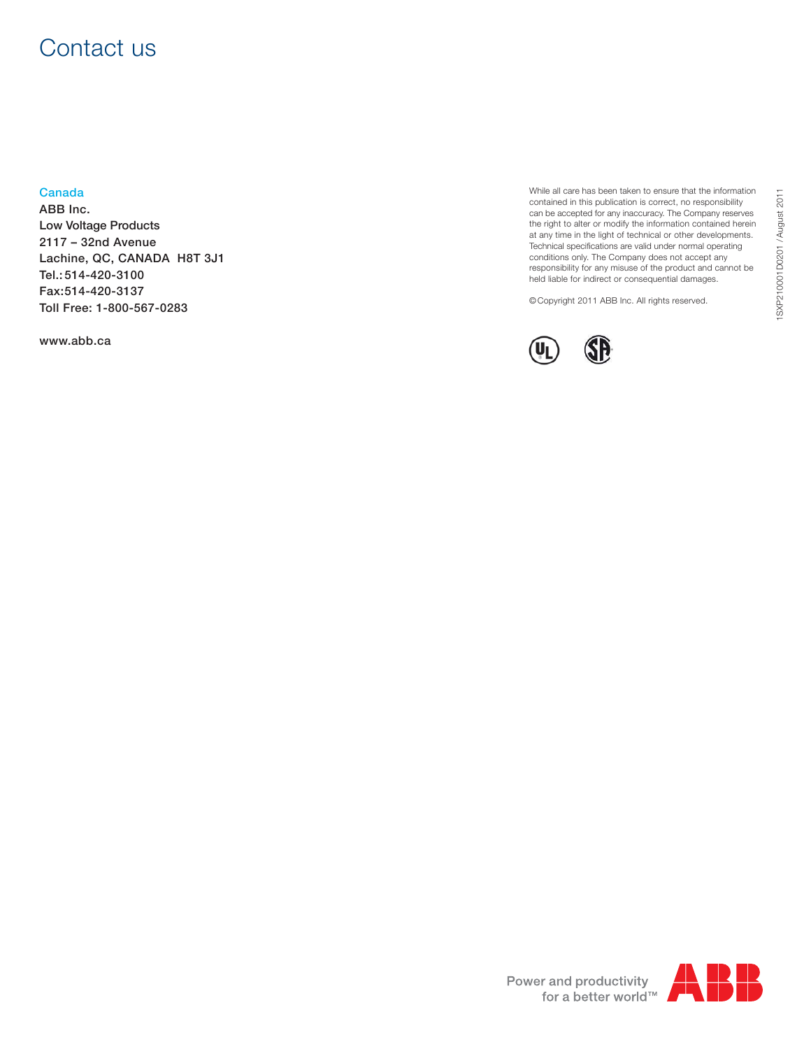# Contact us

**Canada**

ABB Inc.
Low Voltage Products
2117 – 32nd Avenue
Lachine, QC, CANADA H8T 3J1
Tel.: 514-420-3100
Fax: 514-420-3137
Toll Free: 1-800-567-0283

www.abb.ca

While all care has been taken to ensure that the information contained in this publication is correct, no responsibility can be accepted for any inaccuracy. The Company reserves the right to alter or modify the information contained herein at any time in the light of technical or other developments. Technical specifications are valid under normal operating conditions only. The Company does not accept any responsibility for any misuse of the product and cannot be held liable for indirect or consequential damages.

© Copyright 2011 ABB Inc. All rights reserved.

1SXP210001D0201 / August 2011

Power and productivity
for a better world™